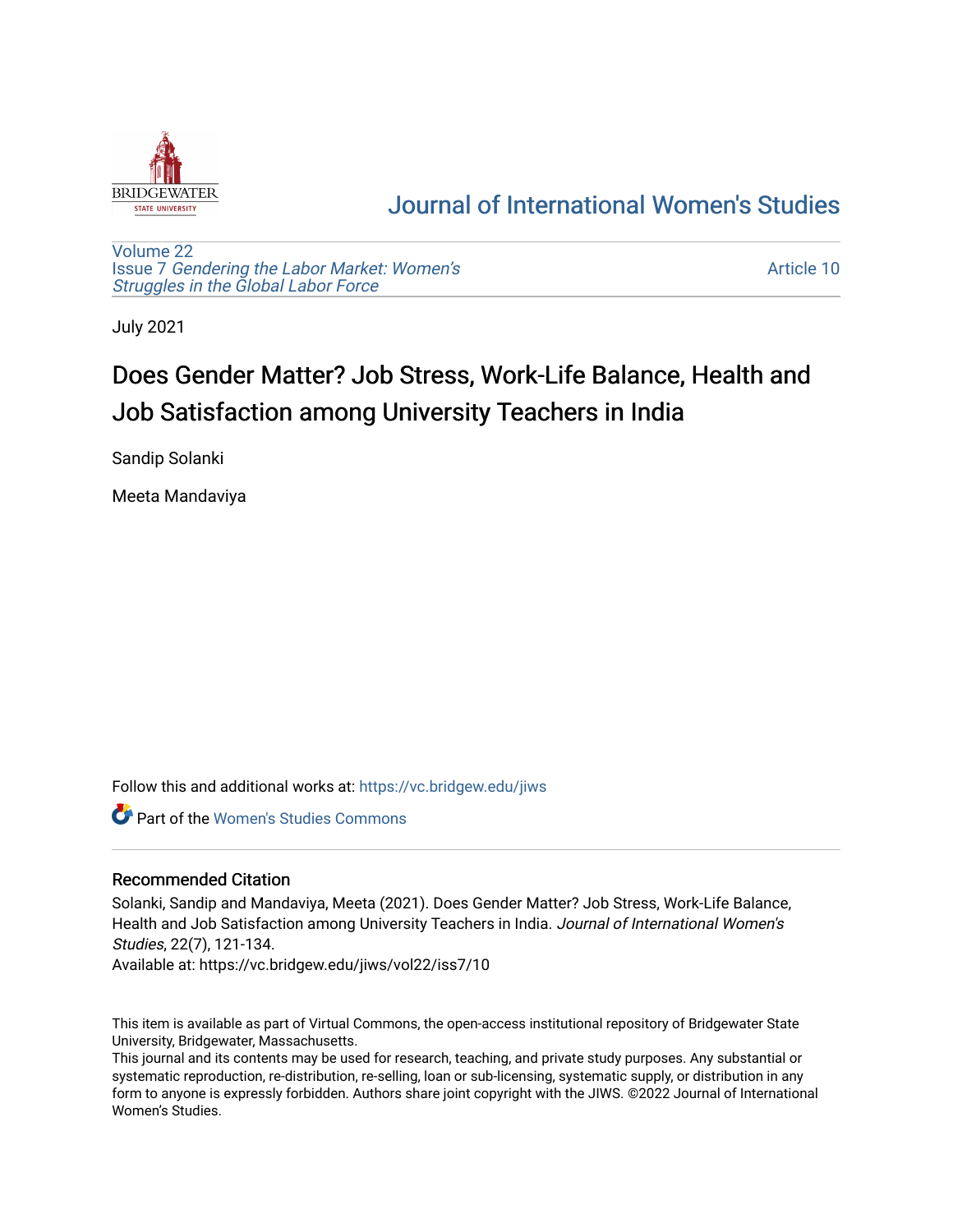# Journal of International Women's Studies

Volume 22
Issue 7 *Gendering the Labor Market: Women's Struggles in the Global Labor Force*

Article 10

July 2021

## Does Gender Matter? Job Stress, Work-Life Balance, Health and Job Satisfaction among University Teachers in India

Sandip Solanki

Meeta Mandaviya

Follow this and additional works at: https://vc.bridgew.edu/jiws

Part of the Women's Studies Commons

### Recommended Citation

Solanki, Sandip and Mandaviya, Meeta (2021). Does Gender Matter? Job Stress, Work-Life Balance, Health and Job Satisfaction among University Teachers in India. *Journal of International Women's Studies*, 22(7), 121-134.
Available at: https://vc.bridgew.edu/jiws/vol22/iss7/10

This item is available as part of Virtual Commons, the open-access institutional repository of Bridgewater State University, Bridgewater, Massachusetts.
This journal and its contents may be used for research, teaching, and private study purposes. Any substantial or systematic reproduction, re-distribution, re-selling, loan or sub-licensing, systematic supply, or distribution in any form to anyone is expressly forbidden. Authors share joint copyright with the JIWS. ©2022 Journal of International Women's Studies.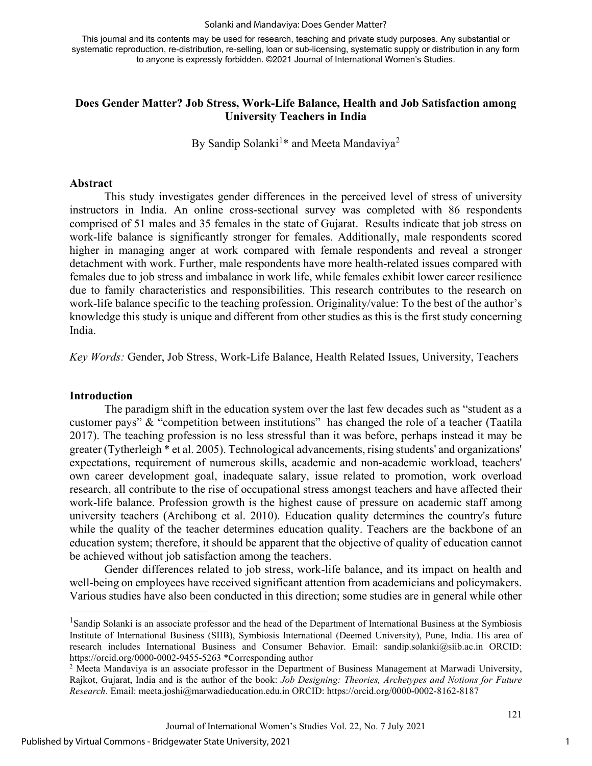This journal and its contents may be used for research, teaching and private study purposes. Any substantial or systematic reproduction, re-distribution, re-selling, loan or sub-licensing, systematic supply or distribution in any form to anyone is expressly forbidden. ©2021 Journal of International Women's Studies.

# Does Gender Matter? Job Stress, Work-Life Balance, Health and Job Satisfaction among University Teachers in India

By Sandip Solanki[1]* and Meeta Mandaviya[2]

## Abstract

This study investigates gender differences in the perceived level of stress of university instructors in India. An online cross-sectional survey was completed with 86 respondents comprised of 51 males and 35 females in the state of Gujarat. Results indicate that job stress on work-life balance is significantly stronger for females. Additionally, male respondents scored higher in managing anger at work compared with female respondents and reveal a stronger detachment with work. Further, male respondents have more health-related issues compared with females due to job stress and imbalance in work life, while females exhibit lower career resilience due to family characteristics and responsibilities. This research contributes to the research on work-life balance specific to the teaching profession. Originality/value: To the best of the author's knowledge this study is unique and different from other studies as this is the first study concerning India.

*Key Words:* Gender, Job Stress, Work-Life Balance, Health Related Issues, University, Teachers

## Introduction

The paradigm shift in the education system over the last few decades such as "student as a customer pays" & "competition between institutions" has changed the role of a teacher (Taatila 2017). The teaching profession is no less stressful than it was before, perhaps instead it may be greater (Tytherleigh * et al. 2005). Technological advancements, rising students' and organizations' expectations, requirement of numerous skills, academic and non-academic workload, teachers' own career development goal, inadequate salary, issue related to promotion, work overload research, all contribute to the rise of occupational stress amongst teachers and have affected their work-life balance. Profession growth is the highest cause of pressure on academic staff among university teachers (Archibong et al. 2010). Education quality determines the country's future while the quality of the teacher determines education quality. Teachers are the backbone of an education system; therefore, it should be apparent that the objective of quality of education cannot be achieved without job satisfaction among the teachers.

Gender differences related to job stress, work-life balance, and its impact on health and well-being on employees have received significant attention from academicians and policymakers. Various studies have also been conducted in this direction; some studies are in general while other

---

[1] Sandip Solanki is an associate professor and the head of the Department of International Business at the Symbiosis Institute of International Business (SIIB), Symbiosis International (Deemed University), Pune, India. His area of research includes International Business and Consumer Behavior. Email: sandip.solanki@siib.ac.in ORCID: https://orcid.org/0000-0002-9455-5263 *Corresponding author

[2] Meeta Mandaviya is an associate professor in the Department of Business Management at Marwadi University, Rajkot, Gujarat, India and is the author of the book: *Job Designing: Theories, Archetypes and Notions for Future Research*. Email: meeta.joshi@marwadieducation.edu.in ORCID: https://orcid.org/0000-0002-8162-8187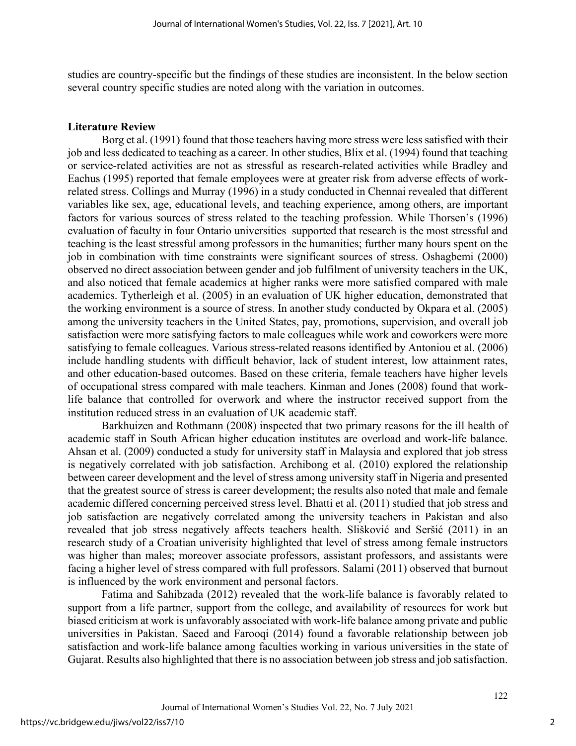studies are country-specific but the findings of these studies are inconsistent. In the below section several country specific studies are noted along with the variation in outcomes.

## Literature Review

Borg et al. (1991) found that those teachers having more stress were less satisfied with their job and less dedicated to teaching as a career. In other studies, Blix et al. (1994) found that teaching or service-related activities are not as stressful as research-related activities while Bradley and Eachus (1995) reported that female employees were at greater risk from adverse effects of work-related stress. Collings and Murray (1996) in a study conducted in Chennai revealed that different variables like sex, age, educational levels, and teaching experience, among others, are important factors for various sources of stress related to the teaching profession. While Thorsen's (1996) evaluation of faculty in four Ontario universities supported that research is the most stressful and teaching is the least stressful among professors in the humanities; further many hours spent on the job in combination with time constraints were significant sources of stress. Oshagbemi (2000) observed no direct association between gender and job fulfilment of university teachers in the UK, and also noticed that female academics at higher ranks were more satisfied compared with male academics. Tytherleigh et al. (2005) in an evaluation of UK higher education, demonstrated that the working environment is a source of stress. In another study conducted by Okpara et al. (2005) among the university teachers in the United States, pay, promotions, supervision, and overall job satisfaction were more satisfying factors to male colleagues while work and coworkers were more satisfying to female colleagues. Various stress-related reasons identified by Antoniou et al. (2006) include handling students with difficult behavior, lack of student interest, low attainment rates, and other education-based outcomes. Based on these criteria, female teachers have higher levels of occupational stress compared with male teachers. Kinman and Jones (2008) found that work-life balance that controlled for overwork and where the instructor received support from the institution reduced stress in an evaluation of UK academic staff.

Barkhuizen and Rothmann (2008) inspected that two primary reasons for the ill health of academic staff in South African higher education institutes are overload and work-life balance. Ahsan et al. (2009) conducted a study for university staff in Malaysia and explored that job stress is negatively correlated with job satisfaction. Archibong et al. (2010) explored the relationship between career development and the level of stress among university staff in Nigeria and presented that the greatest source of stress is career development; the results also noted that male and female academic differed concerning perceived stress level. Bhatti et al. (2011) studied that job stress and job satisfaction are negatively correlated among the university teachers in Pakistan and also revealed that job stress negatively affects teachers health. Slišković and Seršić (2011) in an research study of a Croatian univerisity highlighted that level of stress among female instructors was higher than males; moreover associate professors, assistant professors, and assistants were facing a higher level of stress compared with full professors. Salami (2011) observed that burnout is influenced by the work environment and personal factors.

Fatima and Sahibzada (2012) revealed that the work-life balance is favorably related to support from a life partner, support from the college, and availability of resources for work but biased criticism at work is unfavorably associated with work-life balance among private and public universities in Pakistan. Saeed and Farooqi (2014) found a favorable relationship between job satisfaction and work-life balance among faculties working in various universities in the state of Gujarat. Results also highlighted that there is no association between job stress and job satisfaction.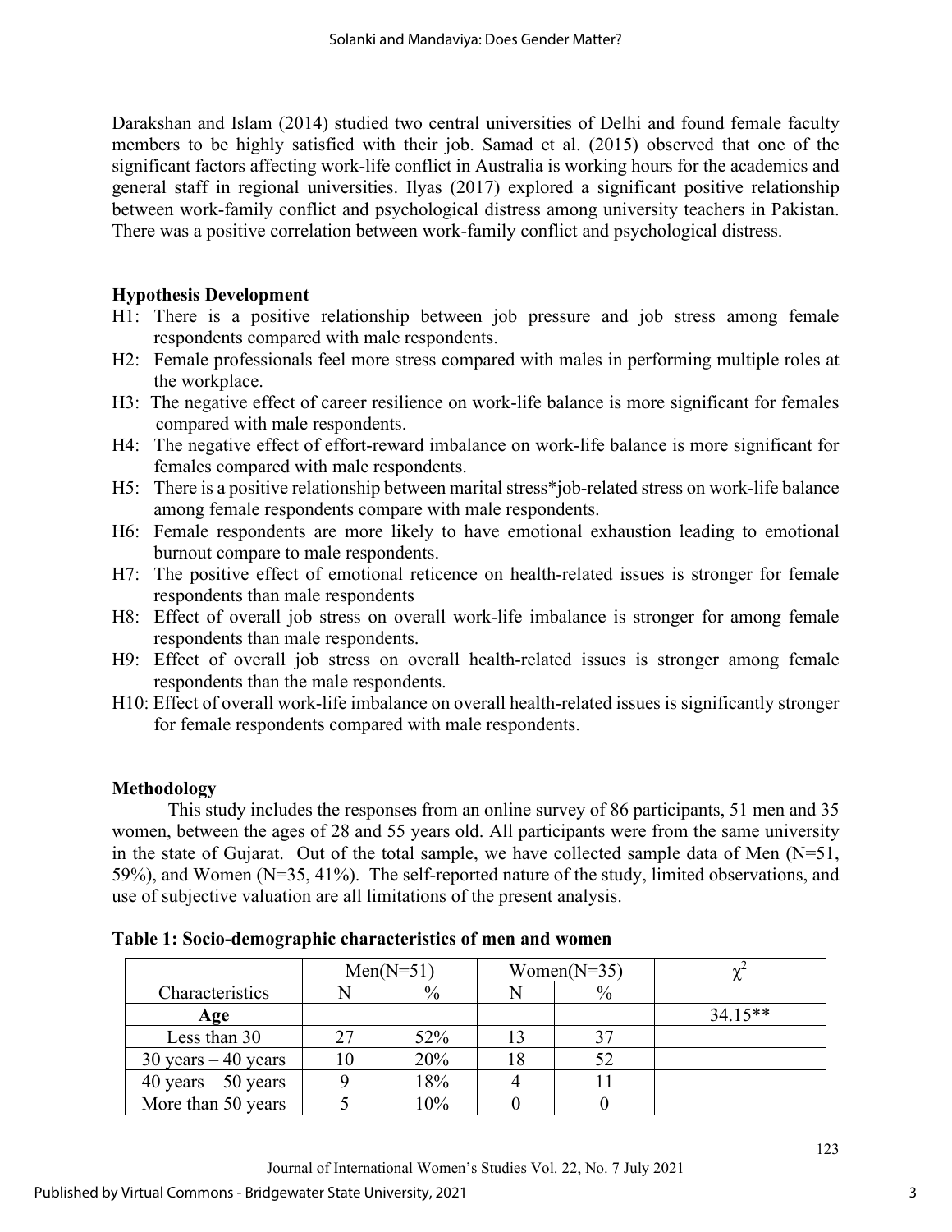Darakshan and Islam (2014) studied two central universities of Delhi and found female faculty members to be highly satisfied with their job. Samad et al. (2015) observed that one of the significant factors affecting work-life conflict in Australia is working hours for the academics and general staff in regional universities. Ilyas (2017) explored a significant positive relationship between work-family conflict and psychological distress among university teachers in Pakistan. There was a positive correlation between work-family conflict and psychological distress.

### Hypothesis Development

H1: There is a positive relationship between job pressure and job stress among female respondents compared with male respondents.

H2: Female professionals feel more stress compared with males in performing multiple roles at the workplace.

H3: The negative effect of career resilience on work-life balance is more significant for females compared with male respondents.

H4: The negative effect of effort-reward imbalance on work-life balance is more significant for females compared with male respondents.

H5: There is a positive relationship between marital stress*job-related stress on work-life balance among female respondents compare with male respondents.

H6: Female respondents are more likely to have emotional exhaustion leading to emotional burnout compare to male respondents.

H7: The positive effect of emotional reticence on health-related issues is stronger for female respondents than male respondents

H8: Effect of overall job stress on overall work-life imbalance is stronger for among female respondents than male respondents.

H9: Effect of overall job stress on overall health-related issues is stronger among female respondents than the male respondents.

H10: Effect of overall work-life imbalance on overall health-related issues is significantly stronger for female respondents compared with male respondents.

### Methodology

This study includes the responses from an online survey of 86 participants, 51 men and 35 women, between the ages of 28 and 55 years old. All participants were from the same university in the state of Gujarat. Out of the total sample, we have collected sample data of Men (N=51, 59%), and Women (N=35, 41%). The self-reported nature of the study, limited observations, and use of subjective valuation are all limitations of the present analysis.

**Table 1: Socio-demographic characteristics of men and women**

| | Men(N=51) | | Women(N=35) | | $\chi^2$ |
|---|---|---|---|---|---|
| Characteristics | N | % | N | % | |
| **Age** | | | | | 34.15** |
| Less than 30 | 27 | 52% | 13 | 37 | |
| 30 years – 40 years | 10 | 20% | 18 | 52 | |
| 40 years – 50 years | 9 | 18% | 4 | 11 | |
| More than 50 years | 5 | 10% | 0 | 0 | |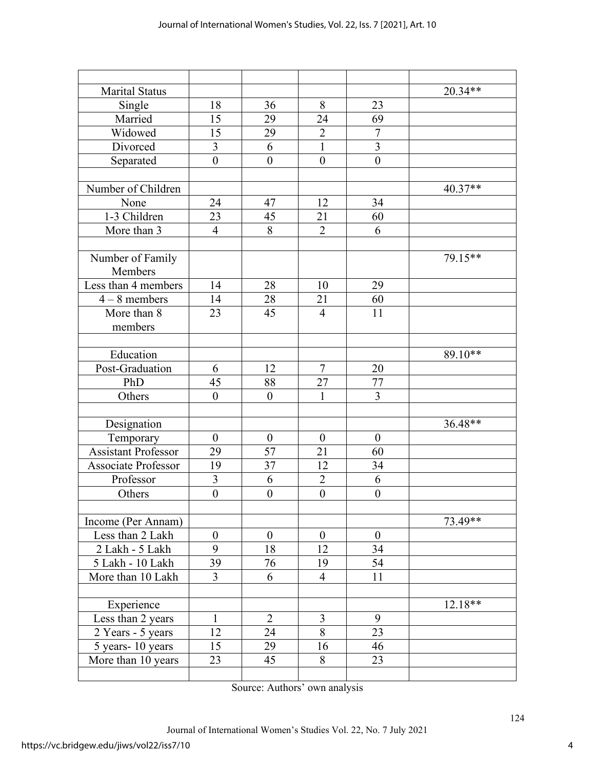| | | | | | |
|---|---|---|---|---|---|
| Marital Status | | | | | 20.34** |
| Single | 18 | 36 | 8 | 23 | |
| Married | 15 | 29 | 24 | 69 | |
| Widowed | 15 | 29 | 2 | 7 | |
| Divorced | 3 | 6 | 1 | 3 | |
| Separated | 0 | 0 | 0 | 0 | |
| | | | | | |
| Number of Children | | | | | 40.37** |
| None | 24 | 47 | 12 | 34 | |
| 1-3 Children | 23 | 45 | 21 | 60 | |
| More than 3 | 4 | 8 | 2 | 6 | |
| | | | | | |
| Number of Family Members | | | | | 79.15** |
| Less than 4 members | 14 | 28 | 10 | 29 | |
| 4 – 8 members | 14 | 28 | 21 | 60 | |
| More than 8 members | 23 | 45 | 4 | 11 | |
| | | | | | |
| Education | | | | | 89.10** |
| Post-Graduation | 6 | 12 | 7 | 20 | |
| PhD | 45 | 88 | 27 | 77 | |
| Others | 0 | 0 | 1 | 3 | |
| | | | | | |
| Designation | | | | | 36.48** |
| Temporary | 0 | 0 | 0 | 0 | |
| Assistant Professor | 29 | 57 | 21 | 60 | |
| Associate Professor | 19 | 37 | 12 | 34 | |
| Professor | 3 | 6 | 2 | 6 | |
| Others | 0 | 0 | 0 | 0 | |
| | | | | | |
| Income (Per Annam) | | | | | 73.49** |
| Less than 2 Lakh | 0 | 0 | 0 | 0 | |
| 2 Lakh - 5 Lakh | 9 | 18 | 12 | 34 | |
| 5 Lakh - 10 Lakh | 39 | 76 | 19 | 54 | |
| More than 10 Lakh | 3 | 6 | 4 | 11 | |
| | | | | | |
| Experience | | | | | 12.18** |
| Less than 2 years | 1 | 2 | 3 | 9 | |
| 2 Years - 5 years | 12 | 24 | 8 | 23 | |
| 5 years- 10 years | 15 | 29 | 16 | 46 | |
| More than 10 years | 23 | 45 | 8 | 23 | |
| | | | | | |

Source: Authors' own analysis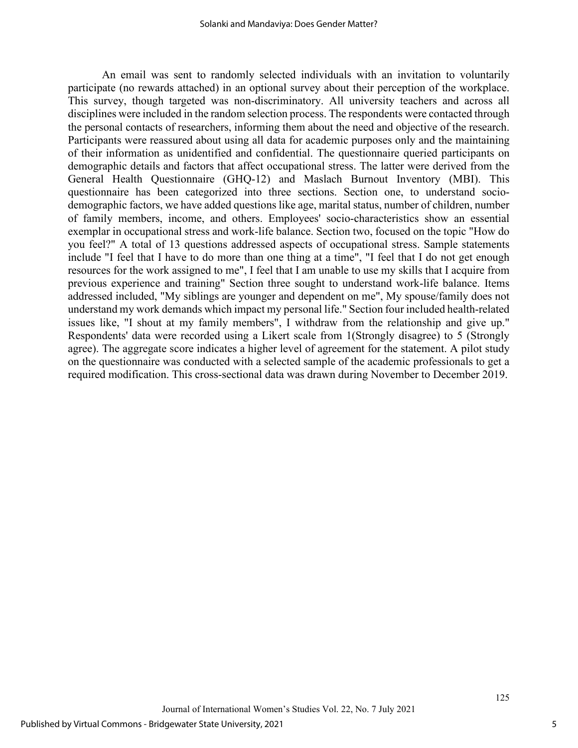An email was sent to randomly selected individuals with an invitation to voluntarily participate (no rewards attached) in an optional survey about their perception of the workplace. This survey, though targeted was non-discriminatory. All university teachers and across all disciplines were included in the random selection process. The respondents were contacted through the personal contacts of researchers, informing them about the need and objective of the research. Participants were reassured about using all data for academic purposes only and the maintaining of their information as unidentified and confidential. The questionnaire queried participants on demographic details and factors that affect occupational stress. The latter were derived from the General Health Questionnaire (GHQ-12) and Maslach Burnout Inventory (MBI). This questionnaire has been categorized into three sections. Section one, to understand socio-demographic factors, we have added questions like age, marital status, number of children, number of family members, income, and others. Employees' socio-characteristics show an essential exemplar in occupational stress and work-life balance. Section two, focused on the topic "How do you feel?" A total of 13 questions addressed aspects of occupational stress. Sample statements include "I feel that I have to do more than one thing at a time", "I feel that I do not get enough resources for the work assigned to me", I feel that I am unable to use my skills that I acquire from previous experience and training" Section three sought to understand work-life balance. Items addressed included, "My siblings are younger and dependent on me", My spouse/family does not understand my work demands which impact my personal life." Section four included health-related issues like, "I shout at my family members", I withdraw from the relationship and give up." Respondents' data were recorded using a Likert scale from 1(Strongly disagree) to 5 (Strongly agree). The aggregate score indicates a higher level of agreement for the statement. A pilot study on the questionnaire was conducted with a selected sample of the academic professionals to get a required modification. This cross-sectional data was drawn during November to December 2019.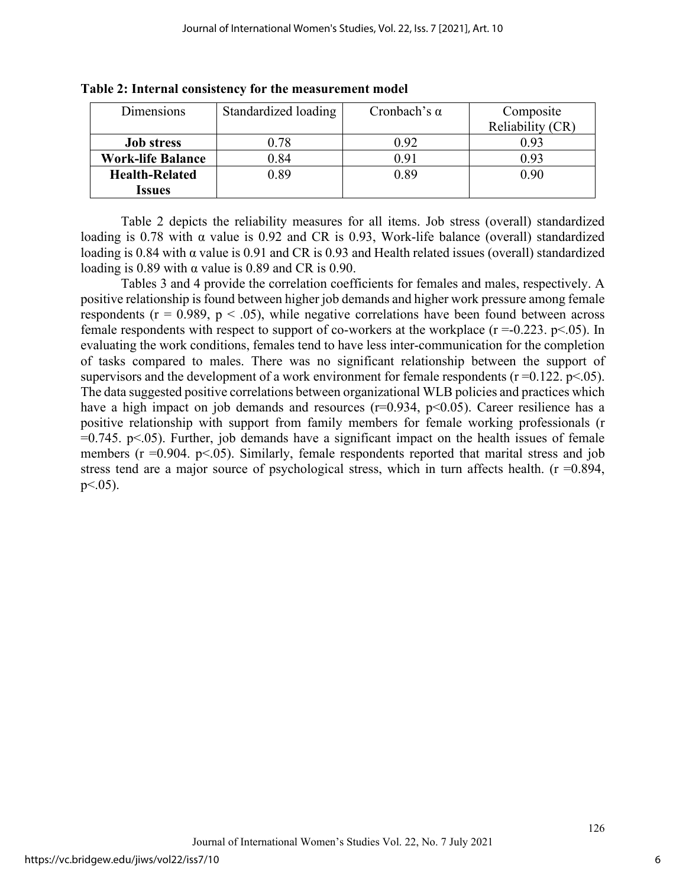**Table 2: Internal consistency for the measurement model**

| Dimensions | Standardized loading | Cronbach's α | Composite Reliability (CR) |
|---|---|---|---|
| **Job stress** | 0.78 | 0.92 | 0.93 |
| **Work-life Balance** | 0.84 | 0.91 | 0.93 |
| **Health-Related Issues** | 0.89 | 0.89 | 0.90 |

Table 2 depicts the reliability measures for all items. Job stress (overall) standardized loading is 0.78 with α value is 0.92 and CR is 0.93, Work-life balance (overall) standardized loading is 0.84 with α value is 0.91 and CR is 0.93 and Health related issues (overall) standardized loading is 0.89 with α value is 0.89 and CR is 0.90.

Tables 3 and 4 provide the correlation coefficients for females and males, respectively. A positive relationship is found between higher job demands and higher work pressure among female respondents ($r = 0.989$, $p < .05$), while negative correlations have been found between across female respondents with respect to support of co-workers at the workplace ($r = -0.223$. $p < .05$). In evaluating the work conditions, females tend to have less inter-communication for the completion of tasks compared to males. There was no significant relationship between the support of supervisors and the development of a work environment for female respondents ($r = 0.122$. $p < .05$). The data suggested positive correlations between organizational WLB policies and practices which have a high impact on job demands and resources ($r = 0.934$, $p < 0.05$). Career resilience has a positive relationship with support from family members for female working professionals ($r = 0.745$. $p < .05$). Further, job demands have a significant impact on the health issues of female members ($r = 0.904$. $p < .05$). Similarly, female respondents reported that marital stress and job stress tend are a major source of psychological stress, which in turn affects health. ($r = 0.894$, $p < .05$).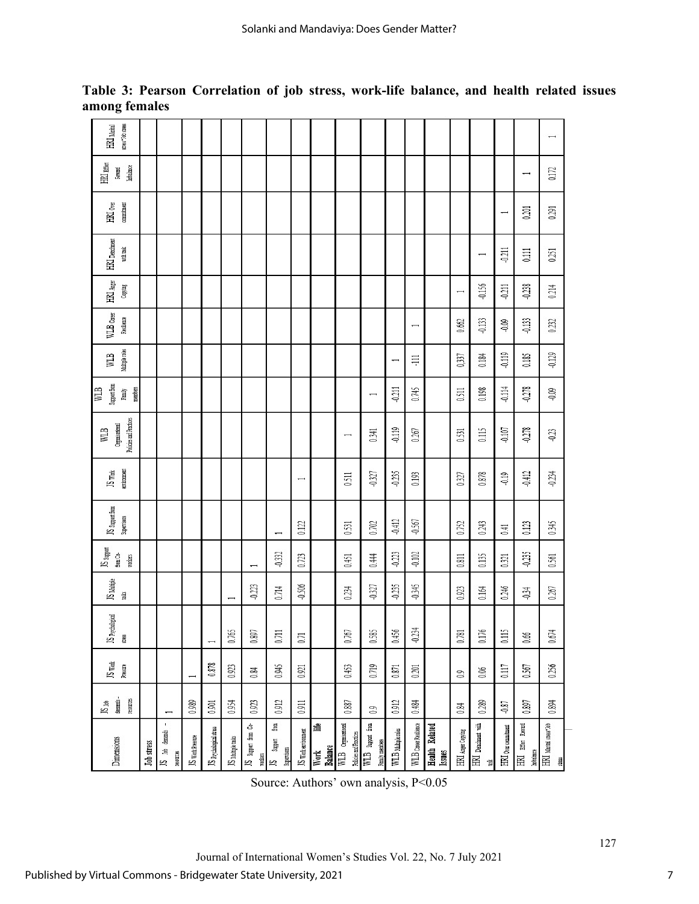**Table 3: Pearson Correlation of job stress, work-life balance, and health related issues among females**

| Dimensions | JS Job demands-resources | JS Work Pressure | JS Psychological stress | JS Multiple tasks | JS Support from Co-workers | JS Support from Supervisors | JS Work environment | WLB Organizational Policies and Practices | WLB Support from Family members | WLB Multiple roles | WLB Career Resilience | HRI Anger Copying | HRI Detachment with task | HRI Over commitment | HRI Effort Reward Imbalance | HRI Marital stress* Job stress |
|---|---|---|---|---|---|---|---|---|---|---|---|---|---|---|---|---|
| **Job stress** | | | | | | | | | | | | | | | | |
| JS Job demands - resources | 1 | | | | | | | | | | | | | | | |
| JS Work Pressure | 0.989 | 1 | | | | | | | | | | | | | | |
| JS Psychological stress | 0.901 | 0.878 | 1 | | | | | | | | | | | | | |
| JS Multiple tasks | 0.954 | 0.923 | 0.765 | 1 | | | | | | | | | | | | |
| JS Support from Co-workers | 0.923 | 0.84 | 0.897 | -0.223 | 1 | | | | | | | | | | | |
| JS Support from Supervisors | 0.912 | 0.945 | 0.711 | 0.714 | -0.332 | 1 | | | | | | | | | | |
| JS Work environment | 0.911 | 0.921 | 0.71 | -0.306 | 0.723 | 0.122 | 1 | | | | | | | | | |
| **Work life Balance** | | | | | | | | | | | | | | | | |
| WLB Organizational Policies and Practices | 0.887 | 0.453 | 0.767 | 0.234 | 0.451 | 0.531 | 0.511 | 1 | | | | | | | | |
| WLB Support from Family members | 0.9 | 0.719 | 0.585 | -0.327 | 0.444 | 0.702 | -0.327 | 0.341 | 1 | | | | | | | |
| WLB Multiple roles | 0.912 | 0.871 | 0.456 | -0.235 | -0.223 | -0.412 | -0.235 | -0.119 | -0.211 | 1 | | | | | | |
| WLB Career Resilience | 0.484 | 0.201 | -0.234 | -0.345 | -0.102 | -0.567 | 0.193 | 0.267 | 0.745 | -111 | 1 | | | | | |
| **Health Related Issues** | | | | | | | | | | | | | | | | |
| HRI Anger Copying | 0.84 | 0.9 | 0.781 | 0.923 | 0.811 | 0.752 | 0.327 | 0.531 | 0.511 | 0.337 | 0.662 | 1 | | | | |
| HRI Detachment with task | 0.289 | 0.06 | 0.176 | 0.164 | 0.135 | 0.243 | 0.878 | 0.115 | 0.198 | 0.184 | -0.133 | -0.156 | 1 | | | |
| HRI Over commitment | -0.87 | 0.117 | 0.115 | 0.246 | 0.321 | 0.41 | -0.19 | -0.107 | -0.114 | -0.119 | -0.09 | -0.211 | -0.211 | 1 | | |
| HRI Effort Reward Imbalance | 0.897 | 0.567 | 0.66 | -0.34 | -0.235 | 0.123 | -0.412 | -0.278 | -0.278 | 0.185 | -0.133 | -0.258 | 0.111 | 0.201 | 1 | |
| HRI Marital stress* Job stress | 0.894 | 0.256 | 0.674 | 0.267 | 0.561 | 0.345 | -0.234 | -0.23 | -0.09 | -0.129 | 0.232 | 0.214 | 0.251 | 0.291 | 0.172 | 1 |

Source: Authors' own analysis, P<0.05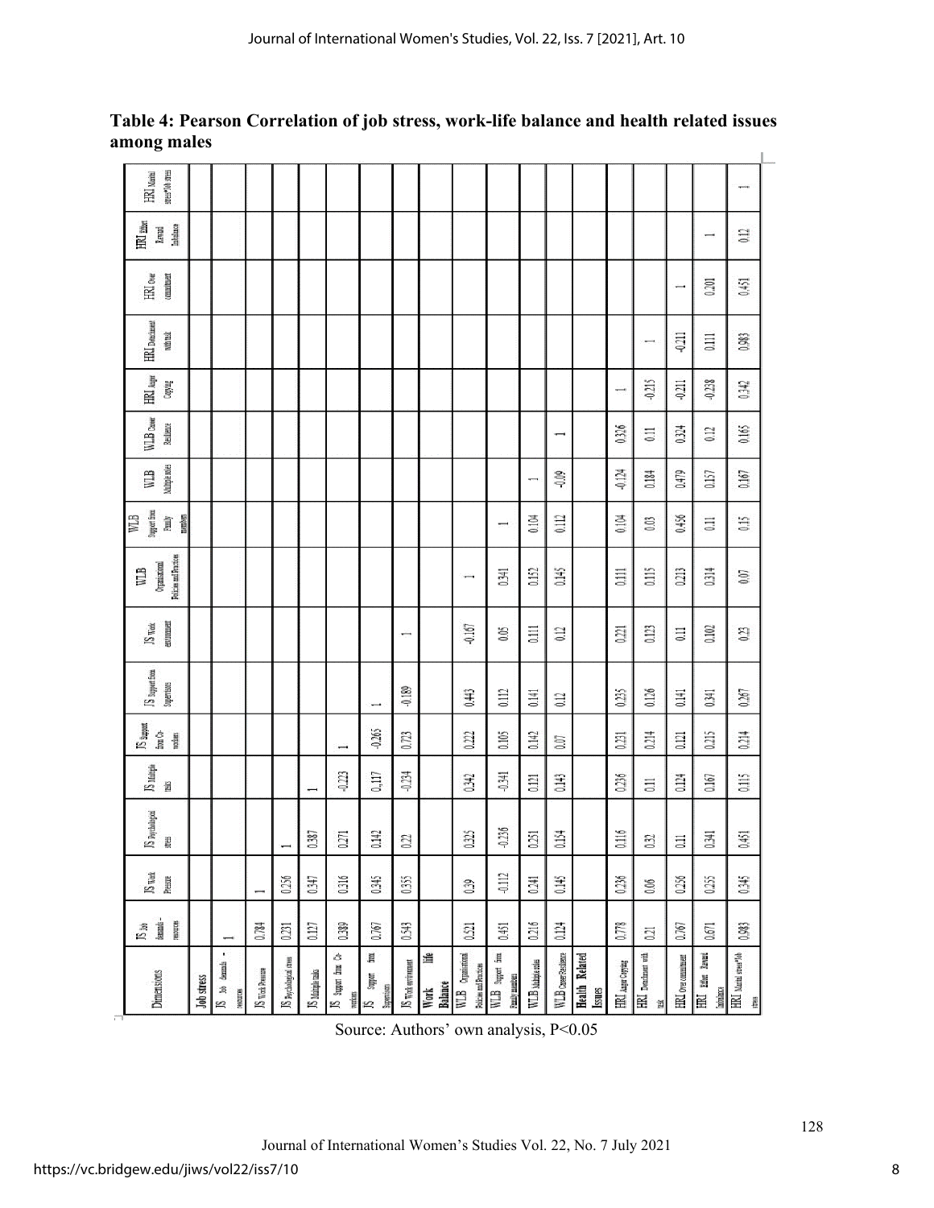**Table 4: Pearson Correlation of job stress, work-life balance and health related issues among males**

| Dimensions | JS Job demands - resources | JS Work Pressure | JS Psychological stress | JS Multiple tasks | JS Support from Co-workers | JS Support from Supervisors | JS Work environment | WLB Organizational Policies and Practices | WLB Support from Family members | WLB Multiple roles | WLB Career Resilience | HRI Anger Copying | HRI Detachment with task | HRI Over commitment | HRI Effort Reward Imbalance | HRI Marital stress*Job stress |
|---|---|---|---|---|---|---|---|---|---|---|---|---|---|---|---|---|
| **Job stress** | | | | | | | | | | | | | | | | |
| JS Job demands - resources | 1 | | | | | | | | | | | | | | | |
| JS Work Pressure | 0.784 | 1 | | | | | | | | | | | | | | |
| JS Psychological stress | 0.231 | 0.256 | 1 | | | | | | | | | | | | | |
| JS Multiple tasks | 0.127 | 0.347 | 0.387 | 1 | | | | | | | | | | | | |
| JS Support from Co-workers | 0.389 | 0.316 | 0.271 | -0.223 | 1 | | | | | | | | | | | |
| JS Support from Supervisors | 0.767 | 0.345 | 0.142 | 0.117 | -0.265 | 1 | | | | | | | | | | |
| JS Work environment | 0.543 | 0.355 | 0.22 | -0.234 | 0.723 | -0.189 | 1 | | | | | | | | | |
| **Work life Balance** | | | | | | | | | | | | | | | | |
| WLB Organizational Policies and Practices | 0.521 | 0.39 | 0.325 | 0.342 | 0.222 | 0.443 | -0.167 | 1 | | | | | | | | |
| WLB Support from Family members | 0.451 | -0.112 | -0.236 | -0.341 | 0.105 | 0.112 | 0.05 | 0.341 | 1 | | | | | | | |
| WLB Multiple roles | 0.216 | 0.241 | 0.251 | 0.121 | 0.142 | 0.141 | 0.111 | 0.152 | 0.104 | 1 | | | | | | |
| WLB Career Resilience | 0.124 | 0.145 | 0.154 | 0.143 | 0.07 | 0.12 | 0.12 | 0.145 | 0.112 | -0.09 | 1 | | | | | |
| **Health Related Issues** | | | | | | | | | | | | | | | | |
| HRI Anger Copying | 0.778 | 0.236 | 0.116 | 0.236 | 0.231 | 0.235 | 0.221 | 0.111 | 0.104 | -0.124 | 0.326 | 1 | | | | |
| HRI Detachment with task | 0.21 | 0.06 | 0.32 | 0.11 | 0.214 | 0.126 | 0.123 | 0.115 | 0.03 | 0.184 | 0.11 | -0.215 | 1 | | | |
| HRI Over commitment | 0.767 | 0.256 | 0.11 | 0.124 | 0.121 | 0.141 | 0.11 | 0.213 | 0.456 | 0.479 | 0.324 | -0.211 | -0.211 | 1 | | |
| HRI Effort Reward Imbalance | 0.671 | 0.255 | 0.341 | 0.167 | 0.215 | 0.341 | 0.102 | 0.314 | 0.11 | 0.157 | 0.12 | -0.238 | 0.111 | 0.201 | 1 | |
| HRI Marital stress*Job stress | 0.983 | 0.345 | 0.451 | 0.115 | 0.214 | 0.267 | 0.23 | 0.07 | 0.15 | 0.167 | 0.165 | 0.342 | 0.983 | 0.451 | 0.12 | 1 |

Source: Authors' own analysis, $P<0.05$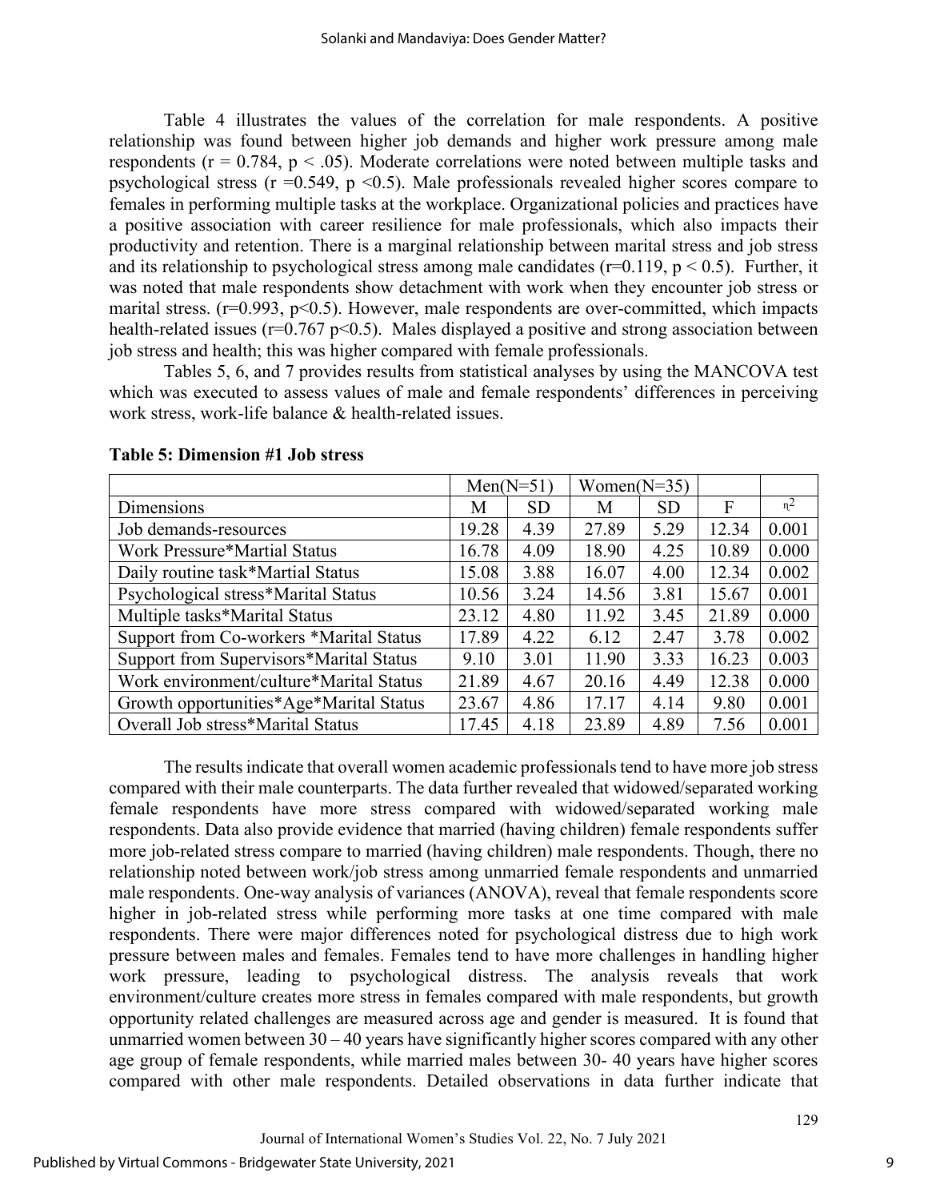Table 4 illustrates the values of the correlation for male respondents. A positive relationship was found between higher job demands and higher work pressure among male respondents ($r = 0.784$, $p < .05$). Moderate correlations were noted between multiple tasks and psychological stress ($r = 0.549$, $p < 0.5$). Male professionals revealed higher scores compare to females in performing multiple tasks at the workplace. Organizational policies and practices have a positive association with career resilience for male professionals, which also impacts their productivity and retention. There is a marginal relationship between marital stress and job stress and its relationship to psychological stress among male candidates ($r = 0.119$, $p < 0.5$). Further, it was noted that male respondents show detachment with work when they encounter job stress or marital stress. ($r = 0.993$, $p < 0.5$). However, male respondents are over-committed, which impacts health-related issues ($r = 0.767$ $p < 0.5$). Males displayed a positive and strong association between job stress and health; this was higher compared with female professionals.

Tables 5, 6, and 7 provides results from statistical analyses by using the MANCOVA test which was executed to assess values of male and female respondents' differences in perceiving work stress, work-life balance & health-related issues.

**Table 5: Dimension #1 Job stress**

| | Men(N=51) | | Women(N=35) | | | |
|---|---|---|---|---|---|---|
| Dimensions | M | SD | M | SD | F | $\eta^2$ |
| Job demands-resources | 19.28 | 4.39 | 27.89 | 5.29 | 12.34 | 0.001 |
| Work Pressure*Martial Status | 16.78 | 4.09 | 18.90 | 4.25 | 10.89 | 0.000 |
| Daily routine task*Martial Status | 15.08 | 3.88 | 16.07 | 4.00 | 12.34 | 0.002 |
| Psychological stress*Marital Status | 10.56 | 3.24 | 14.56 | 3.81 | 15.67 | 0.001 |
| Multiple tasks*Marital Status | 23.12 | 4.80 | 11.92 | 3.45 | 21.89 | 0.000 |
| Support from Co-workers *Marital Status | 17.89 | 4.22 | 6.12 | 2.47 | 3.78 | 0.002 |
| Support from Supervisors*Marital Status | 9.10 | 3.01 | 11.90 | 3.33 | 16.23 | 0.003 |
| Work environment/culture*Marital Status | 21.89 | 4.67 | 20.16 | 4.49 | 12.38 | 0.000 |
| Growth opportunities*Age*Marital Status | 23.67 | 4.86 | 17.17 | 4.14 | 9.80 | 0.001 |
| Overall Job stress*Marital Status | 17.45 | 4.18 | 23.89 | 4.89 | 7.56 | 0.001 |

The results indicate that overall women academic professionals tend to have more job stress compared with their male counterparts. The data further revealed that widowed/separated working female respondents have more stress compared with widowed/separated working male respondents. Data also provide evidence that married (having children) female respondents suffer more job-related stress compare to married (having children) male respondents. Though, there no relationship noted between work/job stress among unmarried female respondents and unmarried male respondents. One-way analysis of variances (ANOVA), reveal that female respondents score higher in job-related stress while performing more tasks at one time compared with male respondents. There were major differences noted for psychological distress due to high work pressure between males and females. Females tend to have more challenges in handling higher work pressure, leading to psychological distress. The analysis reveals that work environment/culture creates more stress in females compared with male respondents, but growth opportunity related challenges are measured across age and gender is measured. It is found that unmarried women between 30 – 40 years have significantly higher scores compared with any other age group of female respondents, while married males between 30- 40 years have higher scores compared with other male respondents. Detailed observations in data further indicate that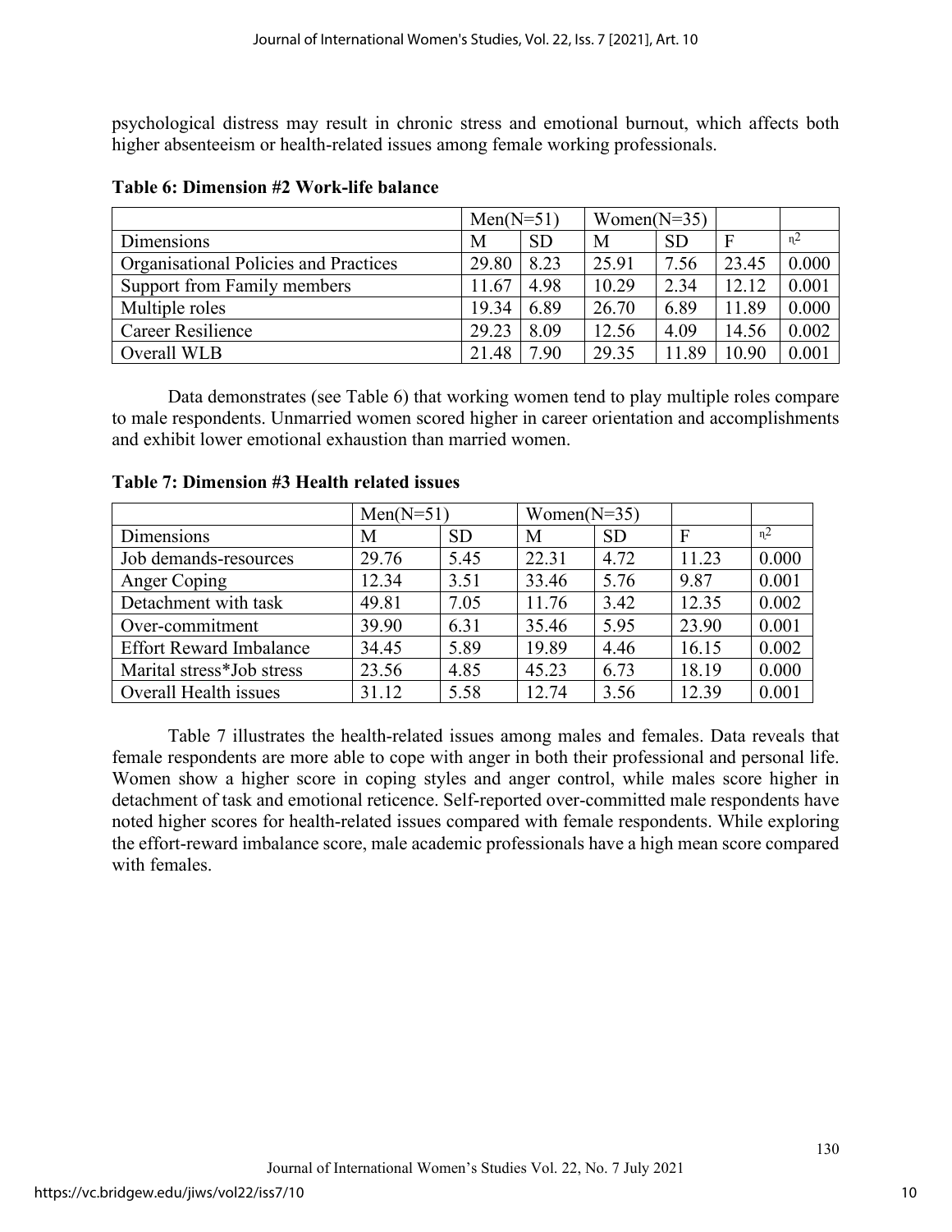psychological distress may result in chronic stress and emotional burnout, which affects both higher absenteeism or health-related issues among female working professionals.

**Table 6: Dimension #2 Work-life balance**

| | Men(N=51) | | Women(N=35) | | | |
|---|---|---|---|---|---|---|
| Dimensions | M | SD | M | SD | F | $\eta^2$ |
| Organisational Policies and Practices | 29.80 | 8.23 | 25.91 | 7.56 | 23.45 | 0.000 |
| Support from Family members | 11.67 | 4.98 | 10.29 | 2.34 | 12.12 | 0.001 |
| Multiple roles | 19.34 | 6.89 | 26.70 | 6.89 | 11.89 | 0.000 |
| Career Resilience | 29.23 | 8.09 | 12.56 | 4.09 | 14.56 | 0.002 |
| Overall WLB | 21.48 | 7.90 | 29.35 | 11.89 | 10.90 | 0.001 |

Data demonstrates (see Table 6) that working women tend to play multiple roles compare to male respondents. Unmarried women scored higher in career orientation and accomplishments and exhibit lower emotional exhaustion than married women.

**Table 7: Dimension #3 Health related issues**

| | Men(N=51) | | Women(N=35) | | | |
|---|---|---|---|---|---|---|
| Dimensions | M | SD | M | SD | F | $\eta^2$ |
| Job demands-resources | 29.76 | 5.45 | 22.31 | 4.72 | 11.23 | 0.000 |
| Anger Coping | 12.34 | 3.51 | 33.46 | 5.76 | 9.87 | 0.001 |
| Detachment with task | 49.81 | 7.05 | 11.76 | 3.42 | 12.35 | 0.002 |
| Over-commitment | 39.90 | 6.31 | 35.46 | 5.95 | 23.90 | 0.001 |
| Effort Reward Imbalance | 34.45 | 5.89 | 19.89 | 4.46 | 16.15 | 0.002 |
| Marital stress*Job stress | 23.56 | 4.85 | 45.23 | 6.73 | 18.19 | 0.000 |
| Overall Health issues | 31.12 | 5.58 | 12.74 | 3.56 | 12.39 | 0.001 |

Table 7 illustrates the health-related issues among males and females. Data reveals that female respondents are more able to cope with anger in both their professional and personal life. Women show a higher score in coping styles and anger control, while males score higher in detachment of task and emotional reticence. Self-reported over-committed male respondents have noted higher scores for health-related issues compared with female respondents. While exploring the effort-reward imbalance score, male academic professionals have a high mean score compared with females.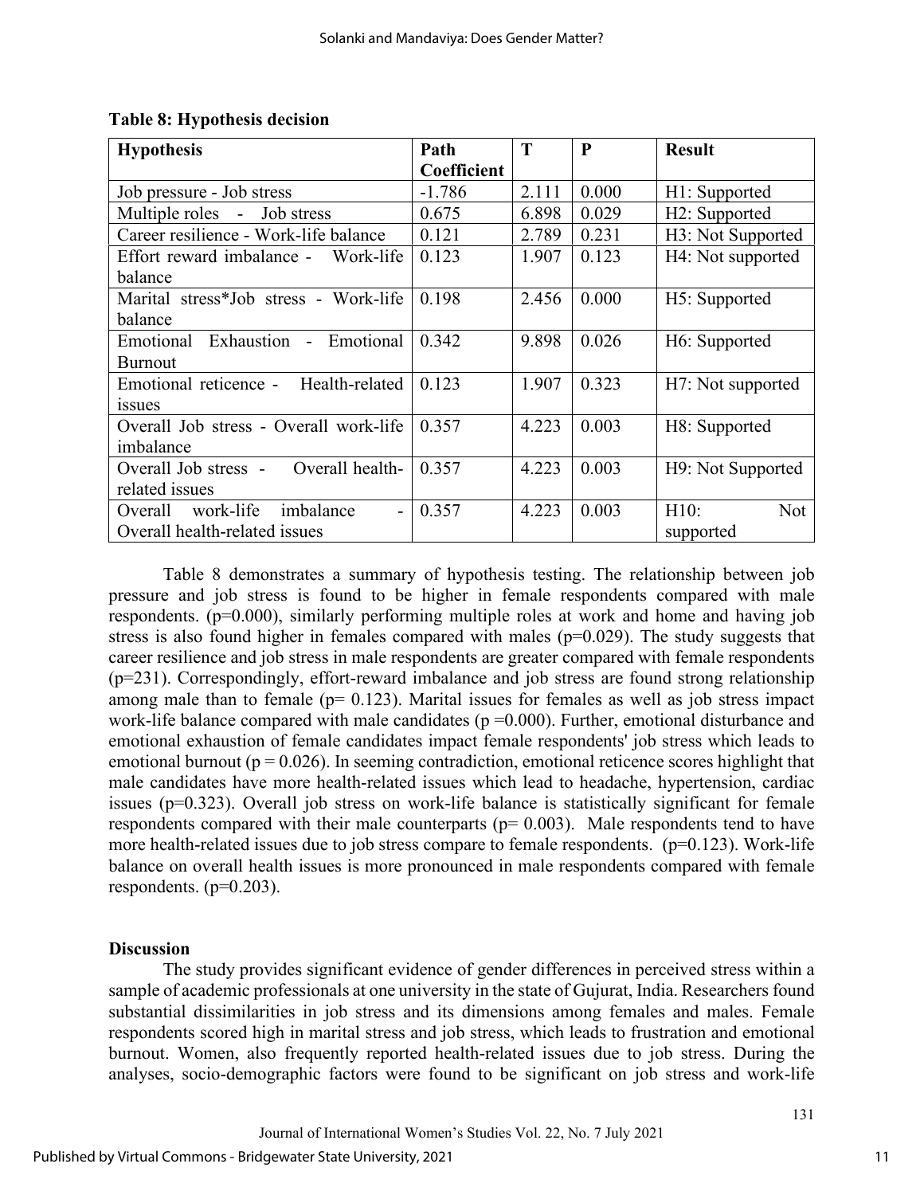**Table 8: Hypothesis decision**

| Hypothesis | Path Coefficient | T | P | Result |
|---|---|---|---|---|
| Job pressure - Job stress | -1.786 | 2.111 | 0.000 | H1: Supported |
| Multiple roles - Job stress | 0.675 | 6.898 | 0.029 | H2: Supported |
| Career resilience - Work-life balance | 0.121 | 2.789 | 0.231 | H3: Not Supported |
| Effort reward imbalance - Work-life balance | 0.123 | 1.907 | 0.123 | H4: Not supported |
| Marital stress*Job stress - Work-life balance | 0.198 | 2.456 | 0.000 | H5: Supported |
| Emotional Exhaustion - Emotional Burnout | 0.342 | 9.898 | 0.026 | H6: Supported |
| Emotional reticence - Health-related issues | 0.123 | 1.907 | 0.323 | H7: Not supported |
| Overall Job stress - Overall work-life imbalance | 0.357 | 4.223 | 0.003 | H8: Supported |
| Overall Job stress - Overall health-related issues | 0.357 | 4.223 | 0.003 | H9: Not Supported |
| Overall work-life imbalance - Overall health-related issues | 0.357 | 4.223 | 0.003 | H10: Not supported |

Table 8 demonstrates a summary of hypothesis testing. The relationship between job pressure and job stress is found to be higher in female respondents compared with male respondents. ($p=0.000$), similarly performing multiple roles at work and home and having job stress is also found higher in females compared with males ($p=0.029$). The study suggests that career resilience and job stress in male respondents are greater compared with female respondents ($p=231$). Correspondingly, effort-reward imbalance and job stress are found strong relationship among male than to female ($p= 0.123$). Marital issues for females as well as job stress impact work-life balance compared with male candidates ($p =0.000$). Further, emotional disturbance and emotional exhaustion of female candidates impact female respondents' job stress which leads to emotional burnout ($p = 0.026$). In seeming contradiction, emotional reticence scores highlight that male candidates have more health-related issues which lead to headache, hypertension, cardiac issues ($p=0.323$). Overall job stress on work-life balance is statistically significant for female respondents compared with their male counterparts ($p= 0.003$). Male respondents tend to have more health-related issues due to job stress compare to female respondents. ($p=0.123$). Work-life balance on overall health issues is more pronounced in male respondents compared with female respondents. ($p=0.203$).

## Discussion

The study provides significant evidence of gender differences in perceived stress within a sample of academic professionals at one university in the state of Gujurat, India. Researchers found substantial dissimilarities in job stress and its dimensions among females and males. Female respondents scored high in marital stress and job stress, which leads to frustration and emotional burnout. Women, also frequently reported health-related issues due to job stress. During the analyses, socio-demographic factors were found to be significant on job stress and work-life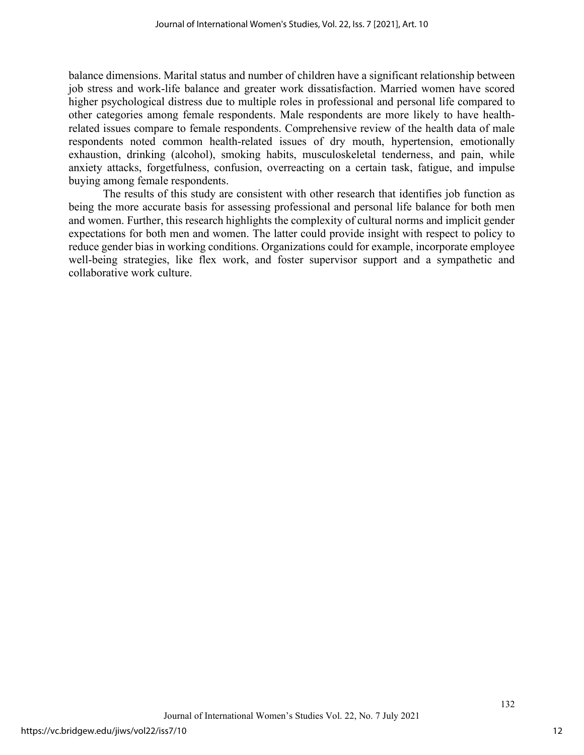balance dimensions. Marital status and number of children have a significant relationship between job stress and work-life balance and greater work dissatisfaction. Married women have scored higher psychological distress due to multiple roles in professional and personal life compared to other categories among female respondents. Male respondents are more likely to have health-related issues compare to female respondents. Comprehensive review of the health data of male respondents noted common health-related issues of dry mouth, hypertension, emotionally exhaustion, drinking (alcohol), smoking habits, musculoskeletal tenderness, and pain, while anxiety attacks, forgetfulness, confusion, overreacting on a certain task, fatigue, and impulse buying among female respondents.

The results of this study are consistent with other research that identifies job function as being the more accurate basis for assessing professional and personal life balance for both men and women. Further, this research highlights the complexity of cultural norms and implicit gender expectations for both men and women. The latter could provide insight with respect to policy to reduce gender bias in working conditions. Organizations could for example, incorporate employee well-being strategies, like flex work, and foster supervisor support and a sympathetic and collaborative work culture.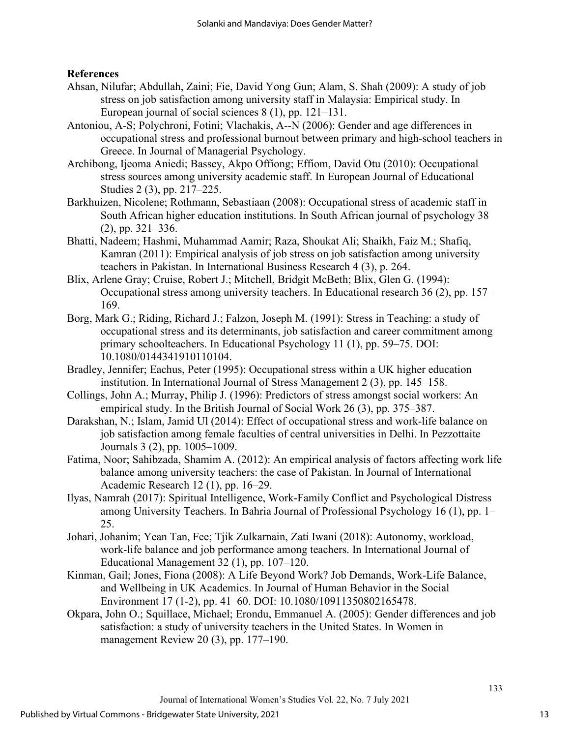**References**

Ahsan, Nilufar; Abdullah, Zaini; Fie, David Yong Gun; Alam, S. Shah (2009): A study of job stress on job satisfaction among university staff in Malaysia: Empirical study. In European journal of social sciences 8 (1), pp. 121–131.

Antoniou, A-S; Polychroni, Fotini; Vlachakis, A--N (2006): Gender and age differences in occupational stress and professional burnout between primary and high-school teachers in Greece. In Journal of Managerial Psychology.

Archibong, Ijeoma Aniedi; Bassey, Akpo Offiong; Effiom, David Otu (2010): Occupational stress sources among university academic staff. In European Journal of Educational Studies 2 (3), pp. 217–225.

Barkhuizen, Nicolene; Rothmann, Sebastiaan (2008): Occupational stress of academic staff in South African higher education institutions. In South African journal of psychology 38 (2), pp. 321–336.

Bhatti, Nadeem; Hashmi, Muhammad Aamir; Raza, Shoukat Ali; Shaikh, Faiz M.; Shafiq, Kamran (2011): Empirical analysis of job stress on job satisfaction among university teachers in Pakistan. In International Business Research 4 (3), p. 264.

Blix, Arlene Gray; Cruise, Robert J.; Mitchell, Bridgit McBeth; Blix, Glen G. (1994): Occupational stress among university teachers. In Educational research 36 (2), pp. 157–169.

Borg, Mark G.; Riding, Richard J.; Falzon, Joseph M. (1991): Stress in Teaching: a study of occupational stress and its determinants, job satisfaction and career commitment among primary schoolteachers. In Educational Psychology 11 (1), pp. 59–75. DOI: 10.1080/0144341910110104.

Bradley, Jennifer; Eachus, Peter (1995): Occupational stress within a UK higher education institution. In International Journal of Stress Management 2 (3), pp. 145–158.

Collings, John A.; Murray, Philip J. (1996): Predictors of stress amongst social workers: An empirical study. In the British Journal of Social Work 26 (3), pp. 375–387.

Darakshan, N.; Islam, Jamid Ul (2014): Effect of occupational stress and work-life balance on job satisfaction among female faculties of central universities in Delhi. In Pezzottaite Journals 3 (2), pp. 1005–1009.

Fatima, Noor; Sahibzada, Shamim A. (2012): An empirical analysis of factors affecting work life balance among university teachers: the case of Pakistan. In Journal of International Academic Research 12 (1), pp. 16–29.

Ilyas, Namrah (2017): Spiritual Intelligence, Work-Family Conflict and Psychological Distress among University Teachers. In Bahria Journal of Professional Psychology 16 (1), pp. 1–25.

Johari, Johanim; Yean Tan, Fee; Tjik Zulkarnain, Zati Iwani (2018): Autonomy, workload, work-life balance and job performance among teachers. In International Journal of Educational Management 32 (1), pp. 107–120.

Kinman, Gail; Jones, Fiona (2008): A Life Beyond Work? Job Demands, Work-Life Balance, and Wellbeing in UK Academics. In Journal of Human Behavior in the Social Environment 17 (1-2), pp. 41–60. DOI: 10.1080/10911350802165478.

Okpara, John O.; Squillace, Michael; Erondu, Emmanuel A. (2005): Gender differences and job satisfaction: a study of university teachers in the United States. In Women in management Review 20 (3), pp. 177–190.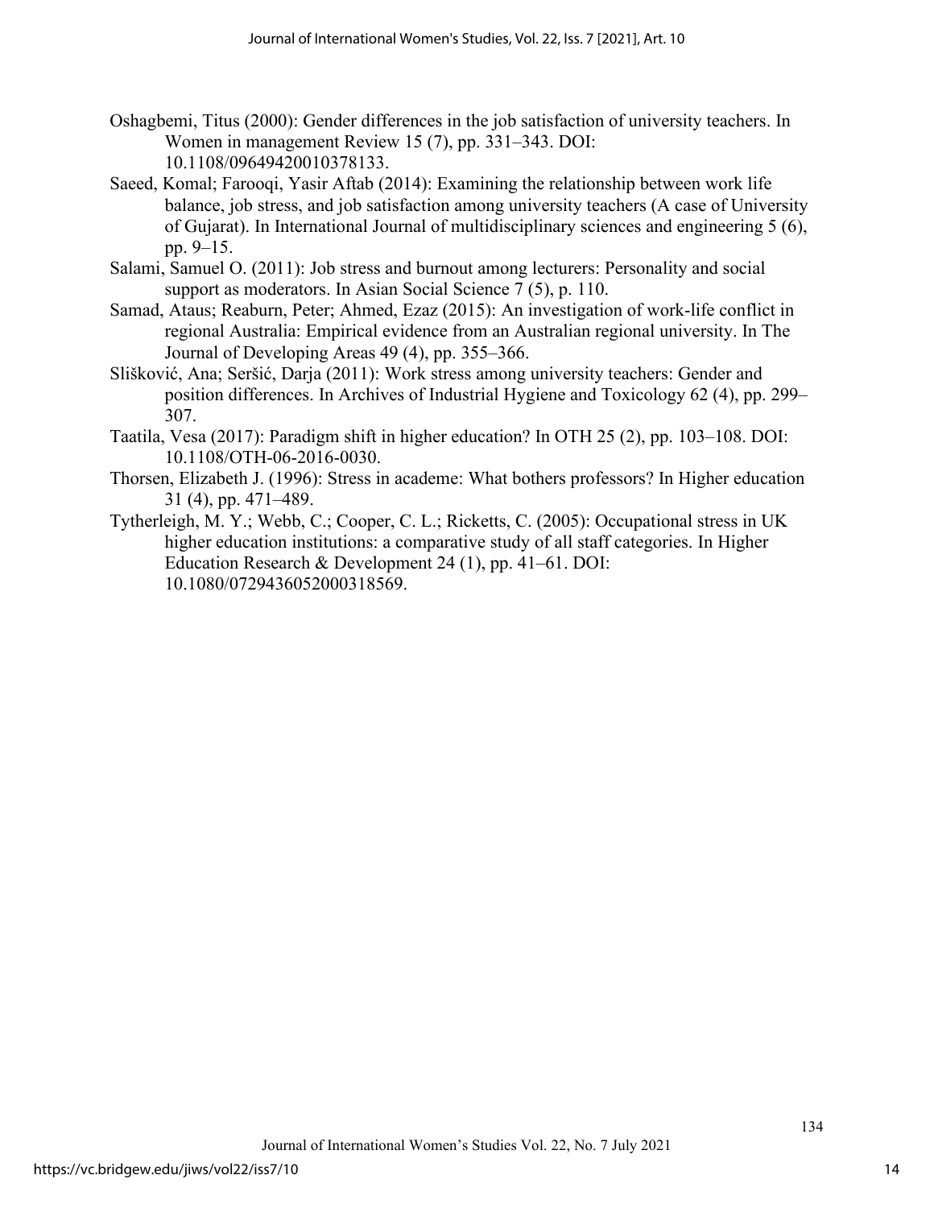Oshagbemi, Titus (2000): Gender differences in the job satisfaction of university teachers. In Women in management Review 15 (7), pp. 331–343. DOI: 10.1108/09649420010378133.

Saeed, Komal; Farooqi, Yasir Aftab (2014): Examining the relationship between work life balance, job stress, and job satisfaction among university teachers (A case of University of Gujarat). In International Journal of multidisciplinary sciences and engineering 5 (6), pp. 9–15.

Salami, Samuel O. (2011): Job stress and burnout among lecturers: Personality and social support as moderators. In Asian Social Science 7 (5), p. 110.

Samad, Ataus; Reaburn, Peter; Ahmed, Ezaz (2015): An investigation of work-life conflict in regional Australia: Empirical evidence from an Australian regional university. In The Journal of Developing Areas 49 (4), pp. 355–366.

Slišković, Ana; Seršić, Darja (2011): Work stress among university teachers: Gender and position differences. In Archives of Industrial Hygiene and Toxicology 62 (4), pp. 299–307.

Taatila, Vesa (2017): Paradigm shift in higher education? In OTH 25 (2), pp. 103–108. DOI: 10.1108/OTH-06-2016-0030.

Thorsen, Elizabeth J. (1996): Stress in academe: What bothers professors? In Higher education 31 (4), pp. 471–489.

Tytherleigh, M. Y.; Webb, C.; Cooper, C. L.; Ricketts, C. (2005): Occupational stress in UK higher education institutions: a comparative study of all staff categories. In Higher Education Research & Development 24 (1), pp. 41–61. DOI: 10.1080/0729436052000318569.